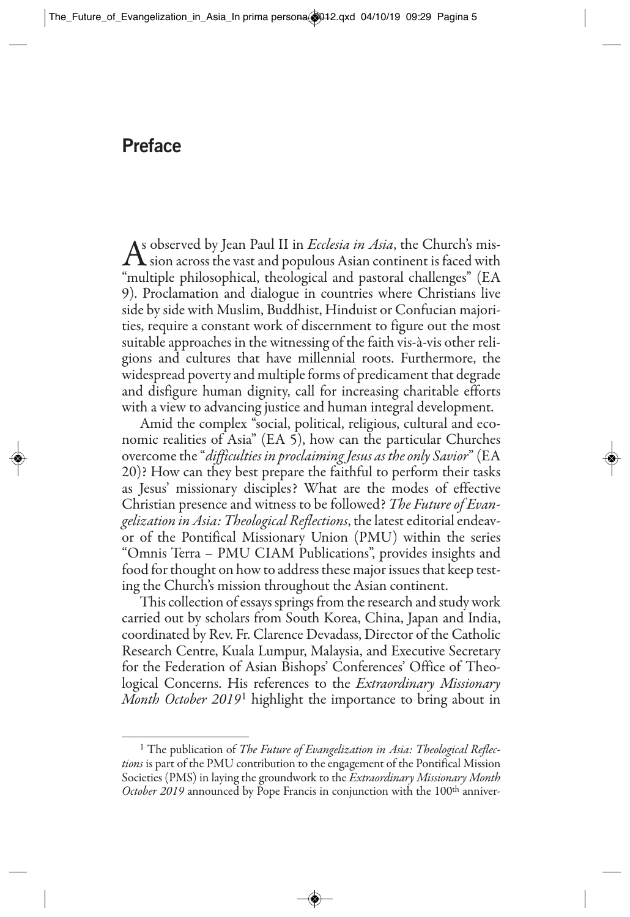# Preface

As observed by Jean Paul II in *Ecclesia in Asia*, the Church's mission across the vast and populous Asian continent is faced with "multiple philosophical, theological and pastoral challenges" (EA 9). Proclamation and dialogue in countries where Christians live side by side with Muslim, Buddhist, Hinduist or Confucian majorities, require a constant work of discernment to figure out the most suitable approaches in the witnessing of the faith vis-à-vis other religions and cultures that have millennial roots. Furthermore, the widespread poverty and multiple forms of predicament that degrade and disfigure human dignity, call for increasing charitable efforts with a view to advancing justice and human integral development.

Amid the complex "social, political, religious, cultural and economic realities of Asia" (EA 5), how can the particular Churches overcome the "*difficulties in proclaiming Jesus as the only Savior*" (EA 20)? How can they best prepare the faithful to perform their tasks as Jesus' missionary disciples? What are the modes of effective Christian presence and witness to be followed? *The Future of Evangelization in Asia: Theological Reflections*, the latest editorial endeavor of the Pontifical Missionary Union (PMU) within the series "Omnis Terra – PMU CIAM Publications", provides insights and food for thought on how to address these major issues that keep testing the Church's mission throughout the Asian continent.

This collection of essays springs from the research and study work carried out by scholars from South Korea, China, Japan and India, coordinated by Rev. Fr. Clarence Devadass, Director of the Catholic Research Centre, Kuala Lumpur, Malaysia, and Executive Secretary for the Federation of Asian Bishops' Conferences' Office of Theological Concerns. His references to the *Extraordinary Missionary Month October 2019*[1] highlight the importance to bring about in

[1] The publication of *The Future of Evangelization in Asia: Theological Reflections* is part of the PMU contribution to the engagement of the Pontifical Mission Societies (PMS) in laying the groundwork to the *Extraordinary Missionary Month October 2019* announced by Pope Francis in conjunction with the 100th anniver-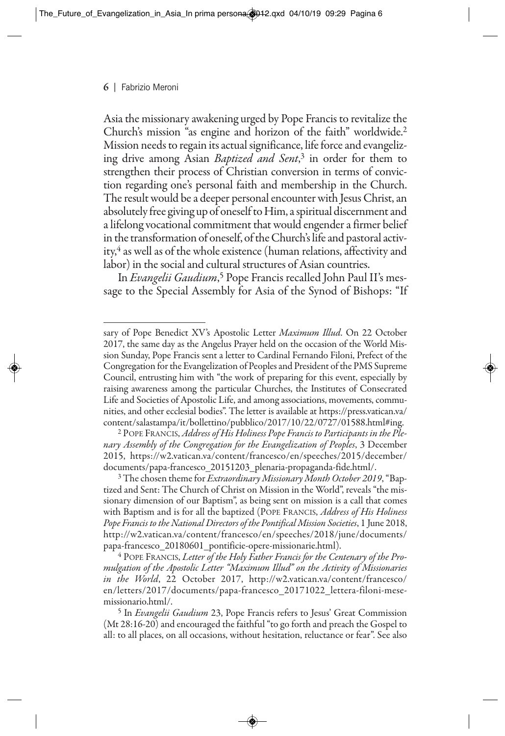Asia the missionary awakening urged by Pope Francis to revitalize the Church's mission "as engine and horizon of the faith" worldwide.[2] Mission needs to regain its actual significance, life force and evangelizing drive among Asian *Baptized and Sent*,[3] in order for them to strengthen their process of Christian conversion in terms of conviction regarding one's personal faith and membership in the Church. The result would be a deeper personal encounter with Jesus Christ, an absolutely free giving up of oneself to Him, a spiritual discernment and a lifelong vocational commitment that would engender a firmer belief in the transformation of oneself, of the Church's life and pastoral activity,[4] as well as of the whole existence (human relations, affectivity and labor) in the social and cultural structures of Asian countries.

In *Evangelii Gaudium*,[5] Pope Francis recalled John Paul II's message to the Special Assembly for Asia of the Synod of Bishops: "If

---

sary of Pope Benedict XV's Apostolic Letter *Maximum Illud*. On 22 October 2017, the same day as the Angelus Prayer held on the occasion of the World Mission Sunday, Pope Francis sent a letter to Cardinal Fernando Filoni, Prefect of the Congregation for the Evangelization of Peoples and President of the PMS Supreme Council, entrusting him with "the work of preparing for this event, especially by raising awareness among the particular Churches, the Institutes of Consecrated Life and Societies of Apostolic Life, and among associations, movements, communities, and other ecclesial bodies". The letter is available at https://press.vatican.va/content/salastampa/it/bollettino/pubblico/2017/10/22/0727/01588.html#ing.

[2] Pope Francis, *Address of His Holiness Pope Francis to Participants in the Plenary Assembly of the Congregation for the Evangelization of Peoples*, 3 December 2015, https://w2.vatican.va/content/francesco/en/speeches/2015/december/documents/papa-francesco_20151203_plenaria-propaganda-fide.html/.

[3] The chosen theme for *Extraordinary Missionary Month October 2019*, "Baptized and Sent: The Church of Christ on Mission in the World", reveals "the missionary dimension of our Baptism", as being sent on mission is a call that comes with Baptism and is for all the baptized (Pope Francis, *Address of His Holiness Pope Francis to the National Directors of the Pontifical Mission Societies*, 1 June 2018, http://w2.vatican.va/content/francesco/en/speeches/2018/june/documents/papa-francesco_20180601_pontificie-opere-missionarie.html).

[4] Pope Francis, *Letter of the Holy Father Francis for the Centenary of the Promulgation of the Apostolic Letter "Maximum Illud" on the Activity of Missionaries in the World*, 22 October 2017, http://w2.vatican.va/content/francesco/en/letters/2017/documents/papa-francesco_20171022_lettera-filoni-mese-missionario.html/.

[5] In *Evangelii Gaudium* 23, Pope Francis refers to Jesus' Great Commission (Mt 28:16-20) and encouraged the faithful "to go forth and preach the Gospel to all: to all places, on all occasions, without hesitation, reluctance or fear". See also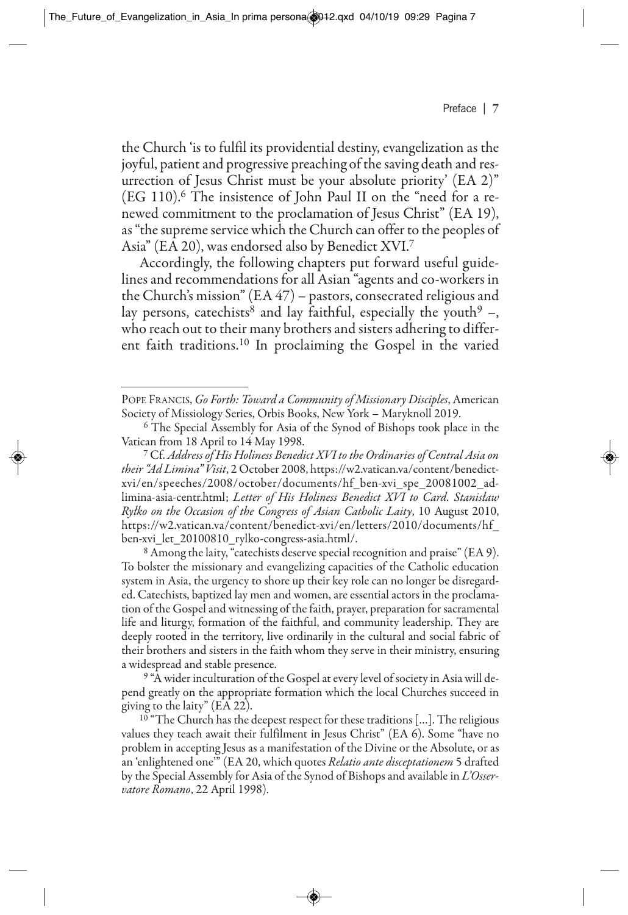the Church 'is to fulfil its providential destiny, evangelization as the joyful, patient and progressive preaching of the saving death and resurrection of Jesus Christ must be your absolute priority' (EA 2)" (EG 110).[6] The insistence of John Paul II on the "need for a renewed commitment to the proclamation of Jesus Christ" (EA 19), as "the supreme service which the Church can offer to the peoples of Asia" (EA 20), was endorsed also by Benedict XVI.[7]

Accordingly, the following chapters put forward useful guidelines and recommendations for all Asian "agents and co-workers in the Church's mission" (EA 47) – pastors, consecrated religious and lay persons, catechists[8] and lay faithful, especially the youth[9] –, who reach out to their many brothers and sisters adhering to different faith traditions.[10] In proclaiming the Gospel in the varied

---

Pope Francis, *Go Forth: Toward a Community of Missionary Disciples*, American Society of Missiology Series, Orbis Books, New York – Maryknoll 2019.

[6] The Special Assembly for Asia of the Synod of Bishops took place in the Vatican from 18 April to 14 May 1998.

[7] Cf. *Address of His Holiness Benedict XVI to the Ordinaries of Central Asia on their "Ad Limina" Visit*, 2 October 2008, https://w2.vatican.va/content/benedict-xvi/en/speeches/2008/october/documents/hf_ben-xvi_spe_20081002_ad-limina-asia-centr.html; *Letter of His Holiness Benedict XVI to Card. Stanisław Ryłko on the Occasion of the Congress of Asian Catholic Laity*, 10 August 2010, https://w2.vatican.va/content/benedict-xvi/en/letters/2010/documents/hf_ben-xvi_let_20100810_rylko-congress-asia.html/.

[8] Among the laity, "catechists deserve special recognition and praise" (EA 9). To bolster the missionary and evangelizing capacities of the Catholic education system in Asia, the urgency to shore up their key role can no longer be disregarded. Catechists, baptized lay men and women, are essential actors in the proclamation of the Gospel and witnessing of the faith, prayer, preparation for sacramental life and liturgy, formation of the faithful, and community leadership. They are deeply rooted in the territory, live ordinarily in the cultural and social fabric of their brothers and sisters in the faith whom they serve in their ministry, ensuring a widespread and stable presence.

[9] "A wider inculturation of the Gospel at every level of society in Asia will depend greatly on the appropriate formation which the local Churches succeed in giving to the laity" (EA 22).

[10] "The Church has the deepest respect for these traditions […]. The religious values they teach await their fulfilment in Jesus Christ" (EA 6). Some "have no problem in accepting Jesus as a manifestation of the Divine or the Absolute, or as an 'enlightened one'" (EA 20, which quotes *Relatio ante disceptationem* 5 drafted by the Special Assembly for Asia of the Synod of Bishops and available in *L'Osservatore Romano*, 22 April 1998).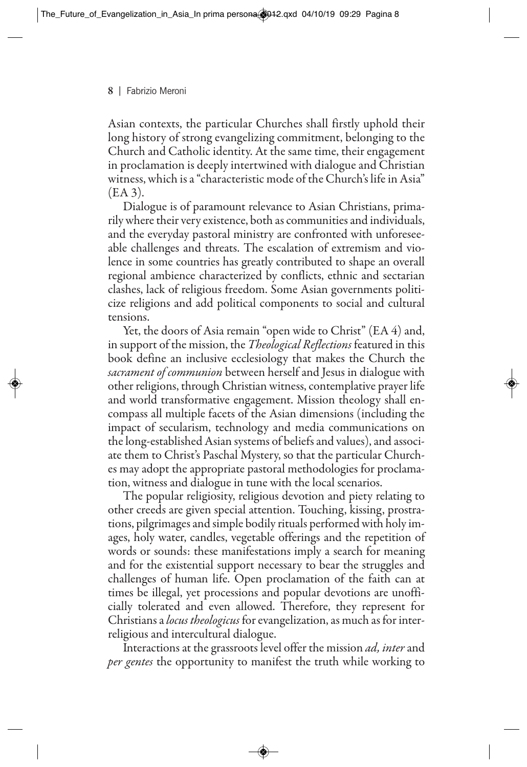Asian contexts, the particular Churches shall firstly uphold their long history of strong evangelizing commitment, belonging to the Church and Catholic identity. At the same time, their engagement in proclamation is deeply intertwined with dialogue and Christian witness, which is a "characteristic mode of the Church's life in Asia" (EA 3).

Dialogue is of paramount relevance to Asian Christians, primarily where their very existence, both as communities and individuals, and the everyday pastoral ministry are confronted with unforeseeable challenges and threats. The escalation of extremism and violence in some countries has greatly contributed to shape an overall regional ambience characterized by conflicts, ethnic and sectarian clashes, lack of religious freedom. Some Asian governments politicize religions and add political components to social and cultural tensions.

Yet, the doors of Asia remain "open wide to Christ" (EA 4) and, in support of the mission, the *Theological Reflections* featured in this book define an inclusive ecclesiology that makes the Church the *sacrament of communion* between herself and Jesus in dialogue with other religions, through Christian witness, contemplative prayer life and world transformative engagement. Mission theology shall encompass all multiple facets of the Asian dimensions (including the impact of secularism, technology and media communications on the long-established Asian systems of beliefs and values), and associate them to Christ's Paschal Mystery, so that the particular Churches may adopt the appropriate pastoral methodologies for proclamation, witness and dialogue in tune with the local scenarios.

The popular religiosity, religious devotion and piety relating to other creeds are given special attention. Touching, kissing, prostrations, pilgrimages and simple bodily rituals performed with holy images, holy water, candles, vegetable offerings and the repetition of words or sounds: these manifestations imply a search for meaning and for the existential support necessary to bear the struggles and challenges of human life. Open proclamation of the faith can at times be illegal, yet processions and popular devotions are unofficially tolerated and even allowed. Therefore, they represent for Christians a *locus theologicus* for evangelization, as much as for interreligious and intercultural dialogue.

Interactions at the grassroots level offer the mission *ad, inter* and *per gentes* the opportunity to manifest the truth while working to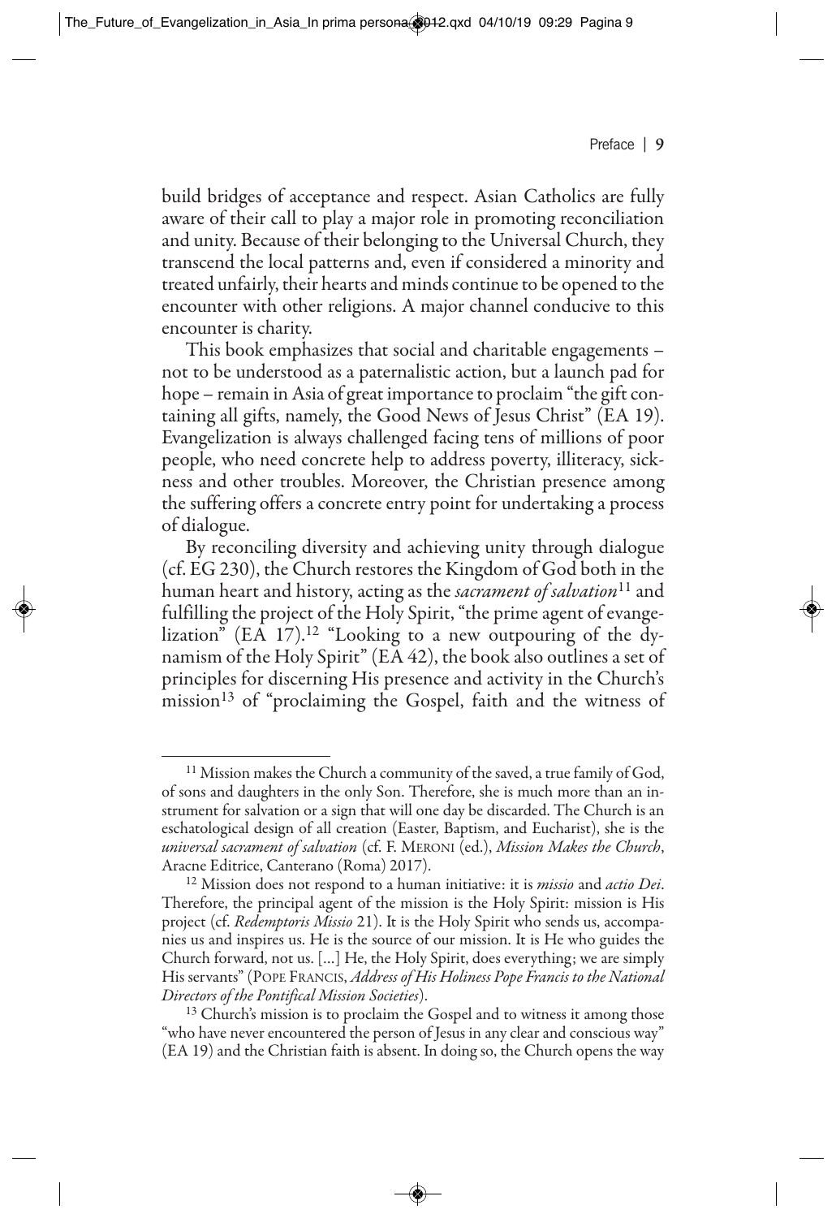build bridges of acceptance and respect. Asian Catholics are fully aware of their call to play a major role in promoting reconciliation and unity. Because of their belonging to the Universal Church, they transcend the local patterns and, even if considered a minority and treated unfairly, their hearts and minds continue to be opened to the encounter with other religions. A major channel conducive to this encounter is charity.

This book emphasizes that social and charitable engagements – not to be understood as a paternalistic action, but a launch pad for hope – remain in Asia of great importance to proclaim "the gift containing all gifts, namely, the Good News of Jesus Christ" (EA 19). Evangelization is always challenged facing tens of millions of poor people, who need concrete help to address poverty, illiteracy, sickness and other troubles. Moreover, the Christian presence among the suffering offers a concrete entry point for undertaking a process of dialogue.

By reconciling diversity and achieving unity through dialogue (cf. EG 230), the Church restores the Kingdom of God both in the human heart and history, acting as the *sacrament of salvation*[11] and fulfilling the project of the Holy Spirit, "the prime agent of evangelization" (EA 17).[12] "Looking to a new outpouring of the dynamism of the Holy Spirit" (EA 42), the book also outlines a set of principles for discerning His presence and activity in the Church's mission[13] of "proclaiming the Gospel, faith and the witness of

---

[11] Mission makes the Church a community of the saved, a true family of God, of sons and daughters in the only Son. Therefore, she is much more than an instrument for salvation or a sign that will one day be discarded. The Church is an eschatological design of all creation (Easter, Baptism, and Eucharist), she is the *universal sacrament of salvation* (cf. F. Meroni (ed.), *Mission Makes the Church*, Aracne Editrice, Canterano (Roma) 2017).

[12] Mission does not respond to a human initiative: it is *missio* and *actio Dei*. Therefore, the principal agent of the mission is the Holy Spirit: mission is His project (cf. *Redemptoris Missio* 21). It is the Holy Spirit who sends us, accompanies us and inspires us. He is the source of our mission. It is He who guides the Church forward, not us. [...] He, the Holy Spirit, does everything; we are simply His servants" (Pope Francis, *Address of His Holiness Pope Francis to the National Directors of the Pontifical Mission Societies*).

[13] Church's mission is to proclaim the Gospel and to witness it among those "who have never encountered the person of Jesus in any clear and conscious way" (EA 19) and the Christian faith is absent. In doing so, the Church opens the way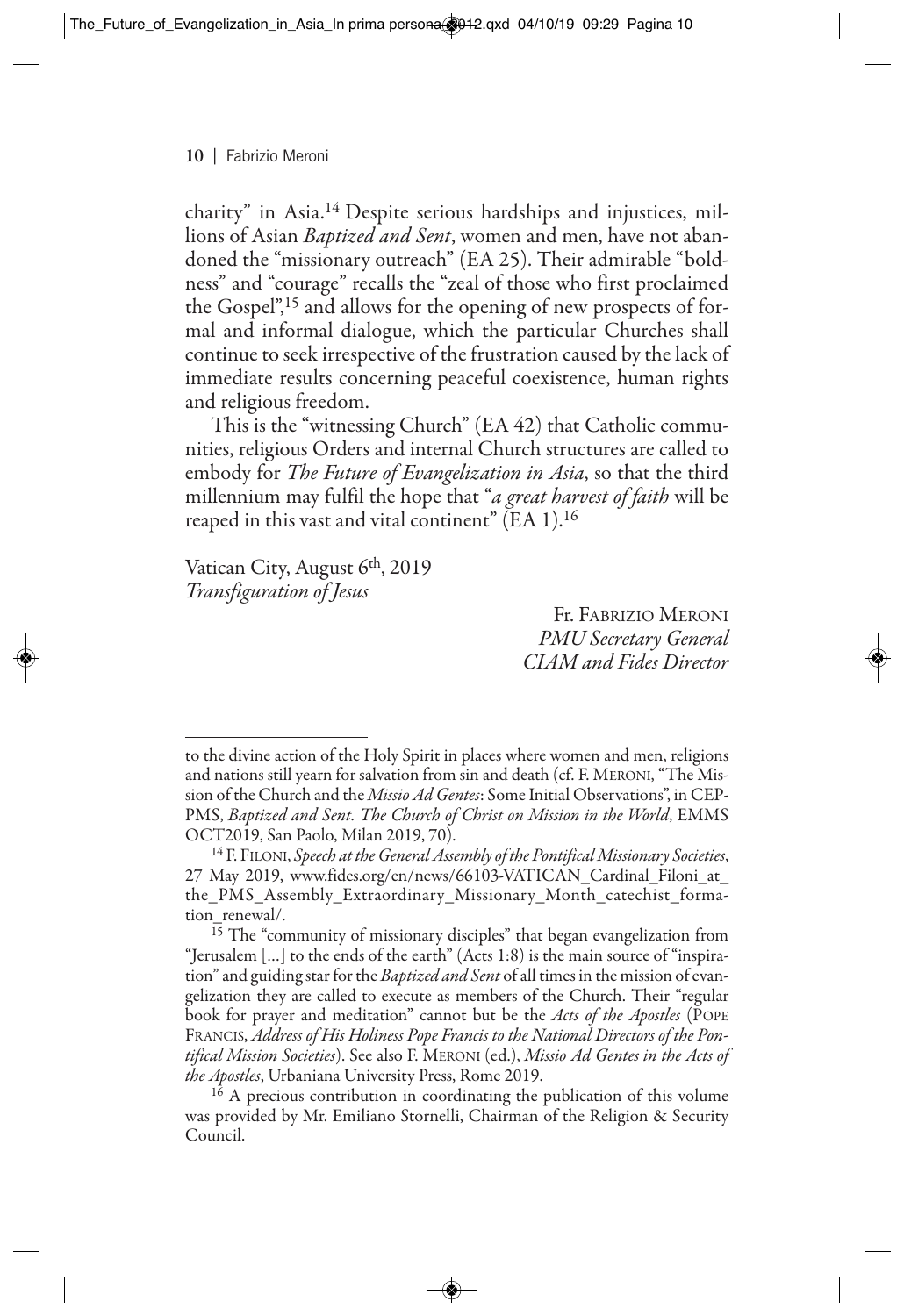charity" in Asia.[14] Despite serious hardships and injustices, millions of Asian *Baptized and Sent*, women and men, have not abandoned the "missionary outreach" (EA 25). Their admirable "boldness" and "courage" recalls the "zeal of those who first proclaimed the Gospel",[15] and allows for the opening of new prospects of formal and informal dialogue, which the particular Churches shall continue to seek irrespective of the frustration caused by the lack of immediate results concerning peaceful coexistence, human rights and religious freedom.

This is the "witnessing Church" (EA 42) that Catholic communities, religious Orders and internal Church structures are called to embody for *The Future of Evangelization in Asia*, so that the third millennium may fulfil the hope that "*a great harvest of faith* will be reaped in this vast and vital continent" (EA 1).[16]

Vatican City, August 6th, 2019
*Transfiguration of Jesus*

Fr. Fabrizio Meroni
*PMU Secretary General*
*CIAM and Fides Director*

---

to the divine action of the Holy Spirit in places where women and men, religions and nations still yearn for salvation from sin and death (cf. F. Meroni, "The Mission of the Church and the *Missio Ad Gentes*: Some Initial Observations", in CEP-PMS, *Baptized and Sent. The Church of Christ on Mission in the World*, EMMS OCT2019, San Paolo, Milan 2019, 70).

[14] F. Filoni, *Speech at the General Assembly of the Pontifical Missionary Societies*, 27 May 2019, www.fides.org/en/news/66103-VATICAN_Cardinal_Filoni_at_the_PMS_Assembly_Extraordinary_Missionary_Month_catechist_formation_renewal/.

[15] The "community of missionary disciples" that began evangelization from "Jerusalem [...] to the ends of the earth" (Acts 1:8) is the main source of "inspiration" and guiding star for the *Baptized and Sent* of all times in the mission of evangelization they are called to execute as members of the Church. Their "regular book for prayer and meditation" cannot but be the *Acts of the Apostles* (Pope Francis, *Address of His Holiness Pope Francis to the National Directors of the Pontifical Mission Societies*). See also F. Meroni (ed.), *Missio Ad Gentes in the Acts of the Apostles*, Urbaniana University Press, Rome 2019.

[16] A precious contribution in coordinating the publication of this volume was provided by Mr. Emiliano Stornelli, Chairman of the Religion & Security Council.